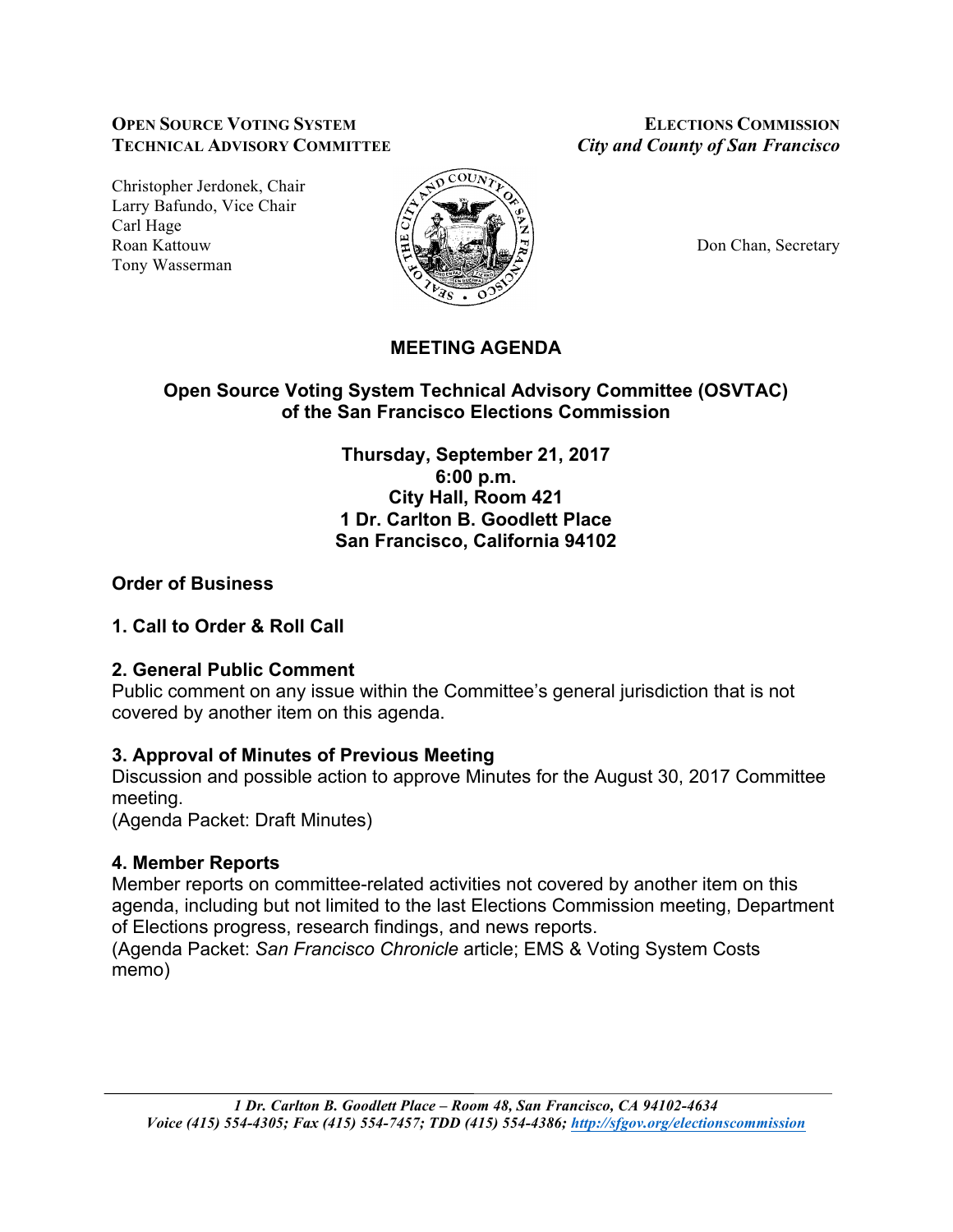**Open Source Voting System**
**Technical Advisory Committee**

Christopher Jerdonek, Chair
Larry Bafundo, Vice Chair
Carl Hage
Roan Kattouw
Tony Wasserman

**Elections Commission**
***City and County of San Francisco***

Don Chan, Secretary

# MEETING AGENDA

## Open Source Voting System Technical Advisory Committee (OSVTAC) of the San Francisco Elections Commission

**Thursday, September 21, 2017**
**6:00 p.m.**
**City Hall, Room 421**
**1 Dr. Carlton B. Goodlett Place**
**San Francisco, California 94102**

### Order of Business

### 1. Call to Order & Roll Call

### 2. General Public Comment

Public comment on any issue within the Committee's general jurisdiction that is not covered by another item on this agenda.

### 3. Approval of Minutes of Previous Meeting

Discussion and possible action to approve Minutes for the August 30, 2017 Committee meeting.
(Agenda Packet: Draft Minutes)

### 4. Member Reports

Member reports on committee-related activities not covered by another item on this agenda, including but not limited to the last Elections Commission meeting, Department of Elections progress, research findings, and news reports.
(Agenda Packet: *San Francisco Chronicle* article; EMS & Voting System Costs memo)

*1 Dr. Carlton B. Goodlett Place – Room 48, San Francisco, CA 94102-4634*
*Voice (415) 554-4305; Fax (415) 554-7457; TDD (415) 554-4386; http://sfgov.org/electionscommission*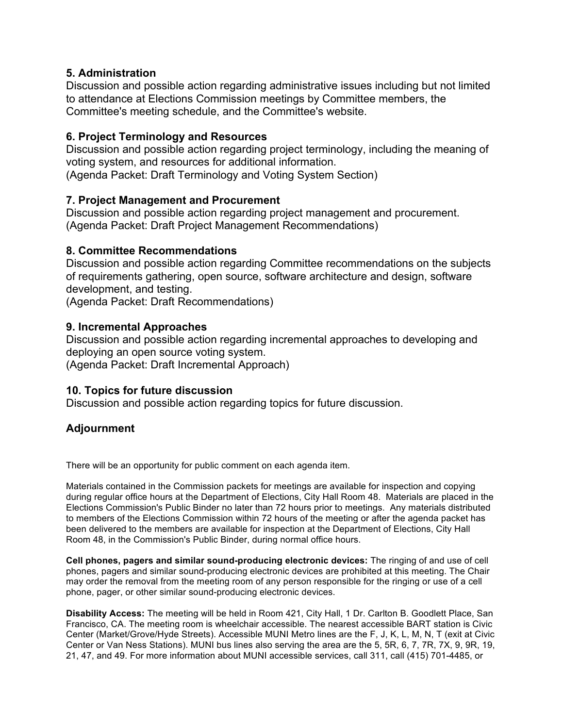### 5. Administration

Discussion and possible action regarding administrative issues including but not limited to attendance at Elections Commission meetings by Committee members, the Committee's meeting schedule, and the Committee's website.

### 6. Project Terminology and Resources

Discussion and possible action regarding project terminology, including the meaning of voting system, and resources for additional information.
(Agenda Packet: Draft Terminology and Voting System Section)

### 7. Project Management and Procurement

Discussion and possible action regarding project management and procurement.
(Agenda Packet: Draft Project Management Recommendations)

### 8. Committee Recommendations

Discussion and possible action regarding Committee recommendations on the subjects of requirements gathering, open source, software architecture and design, software development, and testing.
(Agenda Packet: Draft Recommendations)

### 9. Incremental Approaches

Discussion and possible action regarding incremental approaches to developing and deploying an open source voting system.
(Agenda Packet: Draft Incremental Approach)

### 10. Topics for future discussion

Discussion and possible action regarding topics for future discussion.

### Adjournment

There will be an opportunity for public comment on each agenda item.

Materials contained in the Commission packets for meetings are available for inspection and copying during regular office hours at the Department of Elections, City Hall Room 48. Materials are placed in the Elections Commission's Public Binder no later than 72 hours prior to meetings. Any materials distributed to members of the Elections Commission within 72 hours of the meeting or after the agenda packet has been delivered to the members are available for inspection at the Department of Elections, City Hall Room 48, in the Commission's Public Binder, during normal office hours.

**Cell phones, pagers and similar sound-producing electronic devices:** The ringing of and use of cell phones, pagers and similar sound-producing electronic devices are prohibited at this meeting. The Chair may order the removal from the meeting room of any person responsible for the ringing or use of a cell phone, pager, or other similar sound-producing electronic devices.

**Disability Access:** The meeting will be held in Room 421, City Hall, 1 Dr. Carlton B. Goodlett Place, San Francisco, CA. The meeting room is wheelchair accessible. The nearest accessible BART station is Civic Center (Market/Grove/Hyde Streets). Accessible MUNI Metro lines are the F, J, K, L, M, N, T (exit at Civic Center or Van Ness Stations). MUNI bus lines also serving the area are the 5, 5R, 6, 7, 7R, 7X, 9, 9R, 19, 21, 47, and 49. For more information about MUNI accessible services, call 311, call (415) 701-4485, or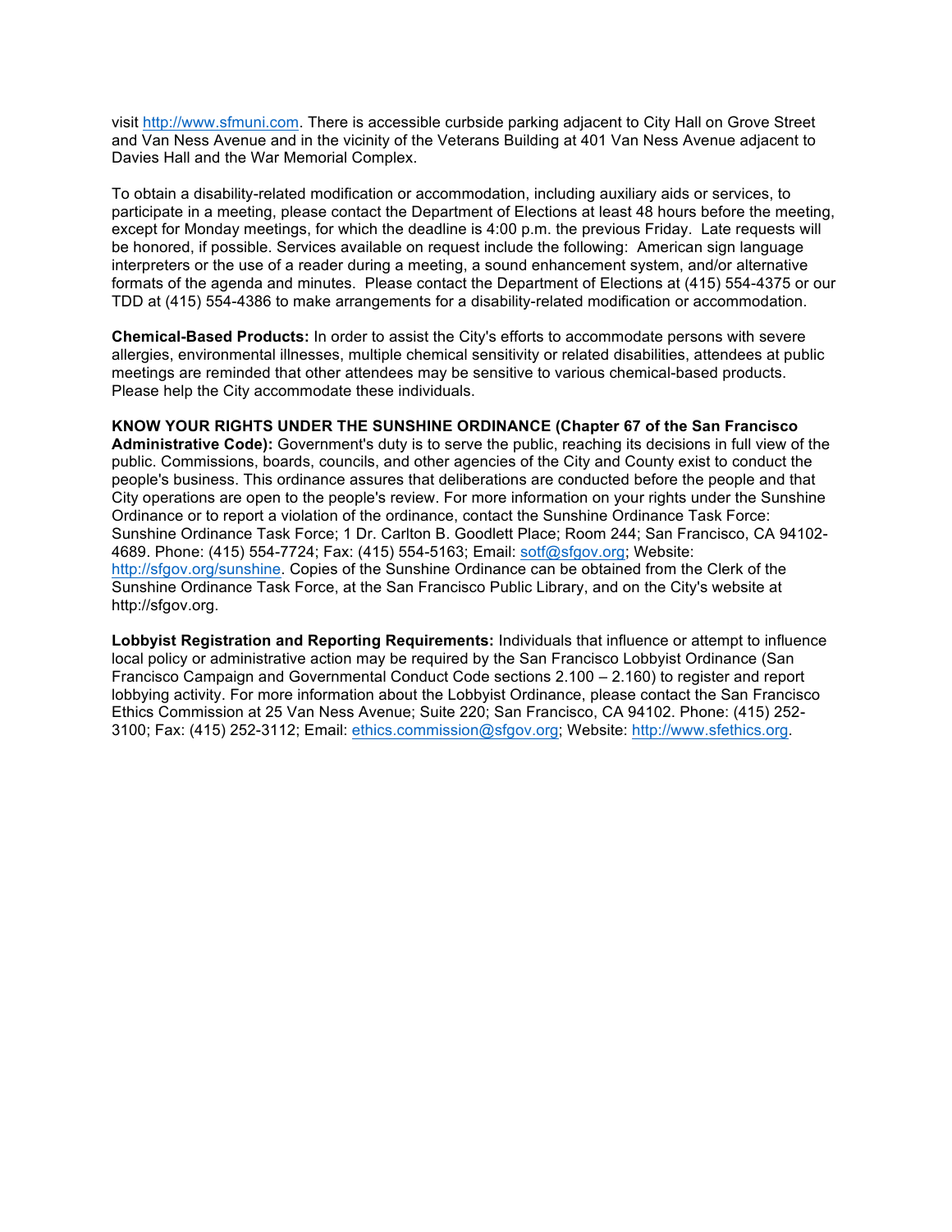visit http://www.sfmuni.com. There is accessible curbside parking adjacent to City Hall on Grove Street and Van Ness Avenue and in the vicinity of the Veterans Building at 401 Van Ness Avenue adjacent to Davies Hall and the War Memorial Complex.

To obtain a disability-related modification or accommodation, including auxiliary aids or services, to participate in a meeting, please contact the Department of Elections at least 48 hours before the meeting, except for Monday meetings, for which the deadline is 4:00 p.m. the previous Friday. Late requests will be honored, if possible. Services available on request include the following: American sign language interpreters or the use of a reader during a meeting, a sound enhancement system, and/or alternative formats of the agenda and minutes. Please contact the Department of Elections at (415) 554-4375 or our TDD at (415) 554-4386 to make arrangements for a disability-related modification or accommodation.

**Chemical-Based Products:** In order to assist the City's efforts to accommodate persons with severe allergies, environmental illnesses, multiple chemical sensitivity or related disabilities, attendees at public meetings are reminded that other attendees may be sensitive to various chemical-based products. Please help the City accommodate these individuals.

**KNOW YOUR RIGHTS UNDER THE SUNSHINE ORDINANCE (Chapter 67 of the San Francisco Administrative Code):** Government's duty is to serve the public, reaching its decisions in full view of the public. Commissions, boards, councils, and other agencies of the City and County exist to conduct the people's business. This ordinance assures that deliberations are conducted before the people and that City operations are open to the people's review. For more information on your rights under the Sunshine Ordinance or to report a violation of the ordinance, contact the Sunshine Ordinance Task Force: Sunshine Ordinance Task Force; 1 Dr. Carlton B. Goodlett Place; Room 244; San Francisco, CA 94102-4689. Phone: (415) 554-7724; Fax: (415) 554-5163; Email: sotf@sfgov.org; Website: http://sfgov.org/sunshine. Copies of the Sunshine Ordinance can be obtained from the Clerk of the Sunshine Ordinance Task Force, at the San Francisco Public Library, and on the City's website at http://sfgov.org.

**Lobbyist Registration and Reporting Requirements:** Individuals that influence or attempt to influence local policy or administrative action may be required by the San Francisco Lobbyist Ordinance (San Francisco Campaign and Governmental Conduct Code sections 2.100 – 2.160) to register and report lobbying activity. For more information about the Lobbyist Ordinance, please contact the San Francisco Ethics Commission at 25 Van Ness Avenue; Suite 220; San Francisco, CA 94102. Phone: (415) 252-3100; Fax: (415) 252-3112; Email: ethics.commission@sfgov.org; Website: http://www.sfethics.org.